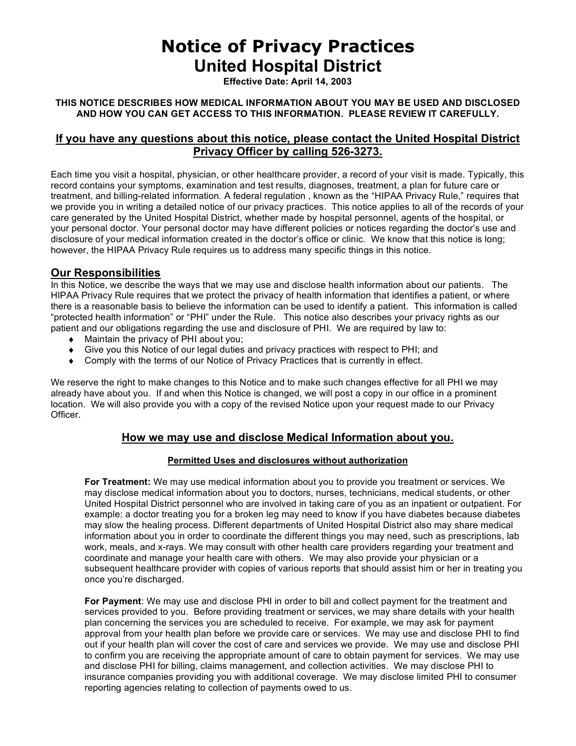# Notice of Privacy Practices

## United Hospital District

**Effective Date: April 14, 2003**

**THIS NOTICE DESCRIBES HOW MEDICAL INFORMATION ABOUT YOU MAY BE USED AND DISCLOSED AND HOW YOU CAN GET ACCESS TO THIS INFORMATION. PLEASE REVIEW IT CAREFULLY.**

### If you have any questions about this notice, please contact the United Hospital District Privacy Officer by calling 526-3273.

Each time you visit a hospital, physician, or other healthcare provider, a record of your visit is made. Typically, this record contains your symptoms, examination and test results, diagnoses, treatment, a plan for future care or treatment, and billing-related information. A federal regulation , known as the "HIPAA Privacy Rule," requires that we provide you in writing a detailed notice of our privacy practices. This notice applies to all of the records of your care generated by the United Hospital District, whether made by hospital personnel, agents of the hospital, or your personal doctor. Your personal doctor may have different policies or notices regarding the doctor's use and disclosure of your medical information created in the doctor's office or clinic. We know that this notice is long; however, the HIPAA Privacy Rule requires us to address many specific things in this notice.

## Our Responsibilities

In this Notice, we describe the ways that we may use and disclose health information about our patients. The HIPAA Privacy Rule requires that we protect the privacy of health information that identifies a patient, or where there is a reasonable basis to believe the information can be used to identify a patient. This information is called "protected health information" or "PHI" under the Rule. This notice also describes your privacy rights as our patient and our obligations regarding the use and disclosure of PHI. We are required by law to:

- Maintain the privacy of PHI about you;
- Give you this Notice of our legal duties and privacy practices with respect to PHI; and
- Comply with the terms of our Notice of Privacy Practices that is currently in effect.

We reserve the right to make changes to this Notice and to make such changes effective for all PHI we may already have about you. If and when this Notice is changed, we will post a copy in our office in a prominent location. We will also provide you with a copy of the revised Notice upon your request made to our Privacy Officer.

## How we may use and disclose Medical Information about you.

### Permitted Uses and disclosures without authorization

**For Treatment:** We may use medical information about you to provide you treatment or services. We may disclose medical information about you to doctors, nurses, technicians, medical students, or other United Hospital District personnel who are involved in taking care of you as an inpatient or outpatient. For example: a doctor treating you for a broken leg may need to know if you have diabetes because diabetes may slow the healing process. Different departments of United Hospital District also may share medical information about you in order to coordinate the different things you may need, such as prescriptions, lab work, meals, and x-rays. We may consult with other health care providers regarding your treatment and coordinate and manage your health care with others. We may also provide your physician or a subsequent healthcare provider with copies of various reports that should assist him or her in treating you once you're discharged.

**For Payment**: We may use and disclose PHI in order to bill and collect payment for the treatment and services provided to you. Before providing treatment or services, we may share details with your health plan concerning the services you are scheduled to receive. For example, we may ask for payment approval from your health plan before we provide care or services. We may use and disclose PHI to find out if your health plan will cover the cost of care and services we provide. We may use and disclose PHI to confirm you are receiving the appropriate amount of care to obtain payment for services. We may use and disclose PHI for billing, claims management, and collection activities. We may disclose PHI to insurance companies providing you with additional coverage. We may disclose limited PHI to consumer reporting agencies relating to collection of payments owed to us.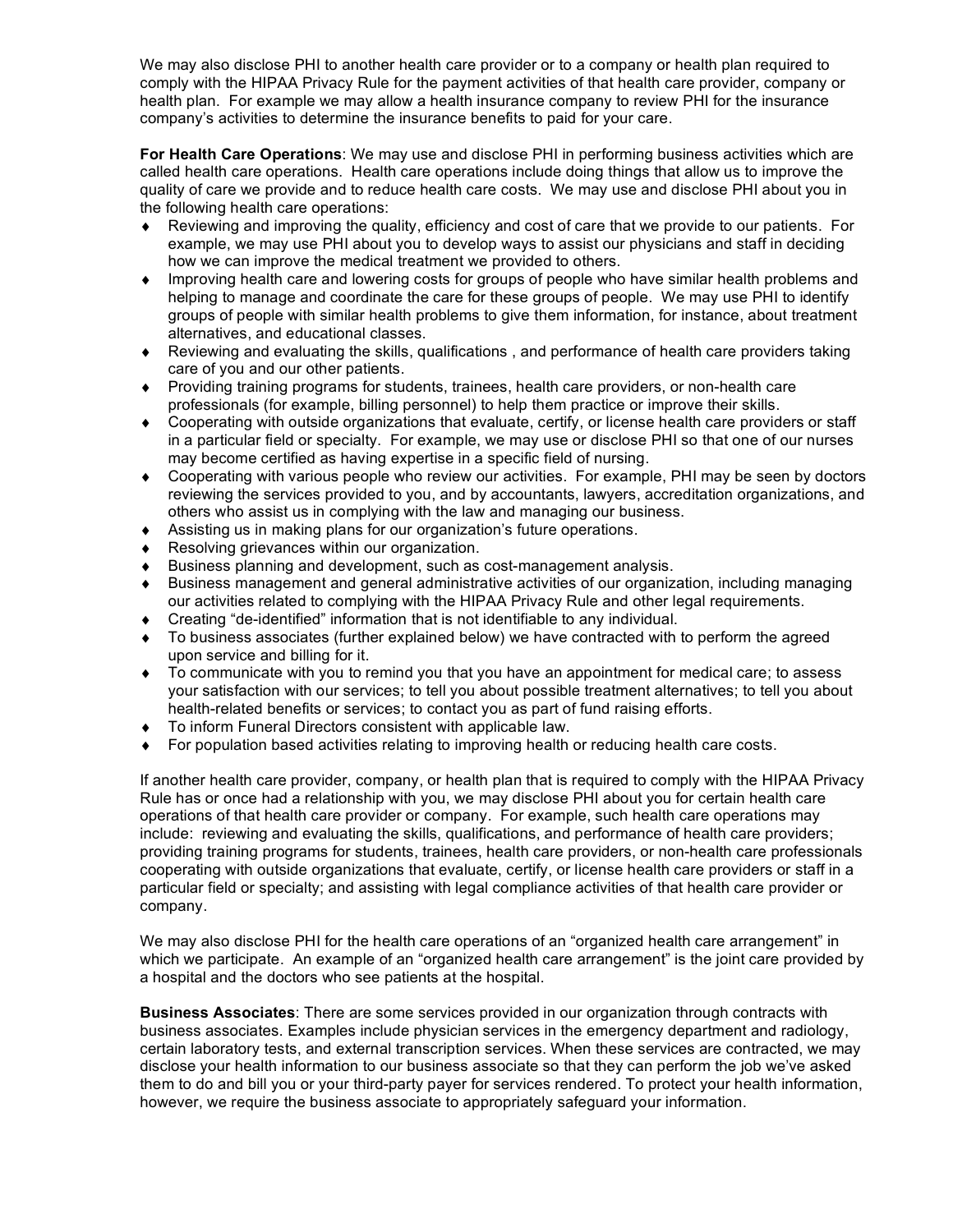We may also disclose PHI to another health care provider or to a company or health plan required to comply with the HIPAA Privacy Rule for the payment activities of that health care provider, company or health plan. For example we may allow a health insurance company to review PHI for the insurance company's activities to determine the insurance benefits to paid for your care.

**For Health Care Operations**: We may use and disclose PHI in performing business activities which are called health care operations. Health care operations include doing things that allow us to improve the quality of care we provide and to reduce health care costs. We may use and disclose PHI about you in the following health care operations:

- Reviewing and improving the quality, efficiency and cost of care that we provide to our patients. For example, we may use PHI about you to develop ways to assist our physicians and staff in deciding how we can improve the medical treatment we provided to others.
- Improving health care and lowering costs for groups of people who have similar health problems and helping to manage and coordinate the care for these groups of people. We may use PHI to identify groups of people with similar health problems to give them information, for instance, about treatment alternatives, and educational classes.
- Reviewing and evaluating the skills, qualifications , and performance of health care providers taking care of you and our other patients.
- Providing training programs for students, trainees, health care providers, or non-health care professionals (for example, billing personnel) to help them practice or improve their skills.
- Cooperating with outside organizations that evaluate, certify, or license health care providers or staff in a particular field or specialty. For example, we may use or disclose PHI so that one of our nurses may become certified as having expertise in a specific field of nursing.
- Cooperating with various people who review our activities. For example, PHI may be seen by doctors reviewing the services provided to you, and by accountants, lawyers, accreditation organizations, and others who assist us in complying with the law and managing our business.
- Assisting us in making plans for our organization's future operations.
- Resolving grievances within our organization.
- Business planning and development, such as cost-management analysis.
- Business management and general administrative activities of our organization, including managing our activities related to complying with the HIPAA Privacy Rule and other legal requirements.
- Creating "de-identified" information that is not identifiable to any individual.
- To business associates (further explained below) we have contracted with to perform the agreed upon service and billing for it.
- To communicate with you to remind you that you have an appointment for medical care; to assess your satisfaction with our services; to tell you about possible treatment alternatives; to tell you about health-related benefits or services; to contact you as part of fund raising efforts.
- To inform Funeral Directors consistent with applicable law.
- For population based activities relating to improving health or reducing health care costs.

If another health care provider, company, or health plan that is required to comply with the HIPAA Privacy Rule has or once had a relationship with you, we may disclose PHI about you for certain health care operations of that health care provider or company. For example, such health care operations may include: reviewing and evaluating the skills, qualifications, and performance of health care providers; providing training programs for students, trainees, health care providers, or non-health care professionals cooperating with outside organizations that evaluate, certify, or license health care providers or staff in a particular field or specialty; and assisting with legal compliance activities of that health care provider or company.

We may also disclose PHI for the health care operations of an "organized health care arrangement" in which we participate. An example of an "organized health care arrangement" is the joint care provided by a hospital and the doctors who see patients at the hospital.

**Business Associates**: There are some services provided in our organization through contracts with business associates. Examples include physician services in the emergency department and radiology, certain laboratory tests, and external transcription services. When these services are contracted, we may disclose your health information to our business associate so that they can perform the job we've asked them to do and bill you or your third-party payer for services rendered. To protect your health information, however, we require the business associate to appropriately safeguard your information.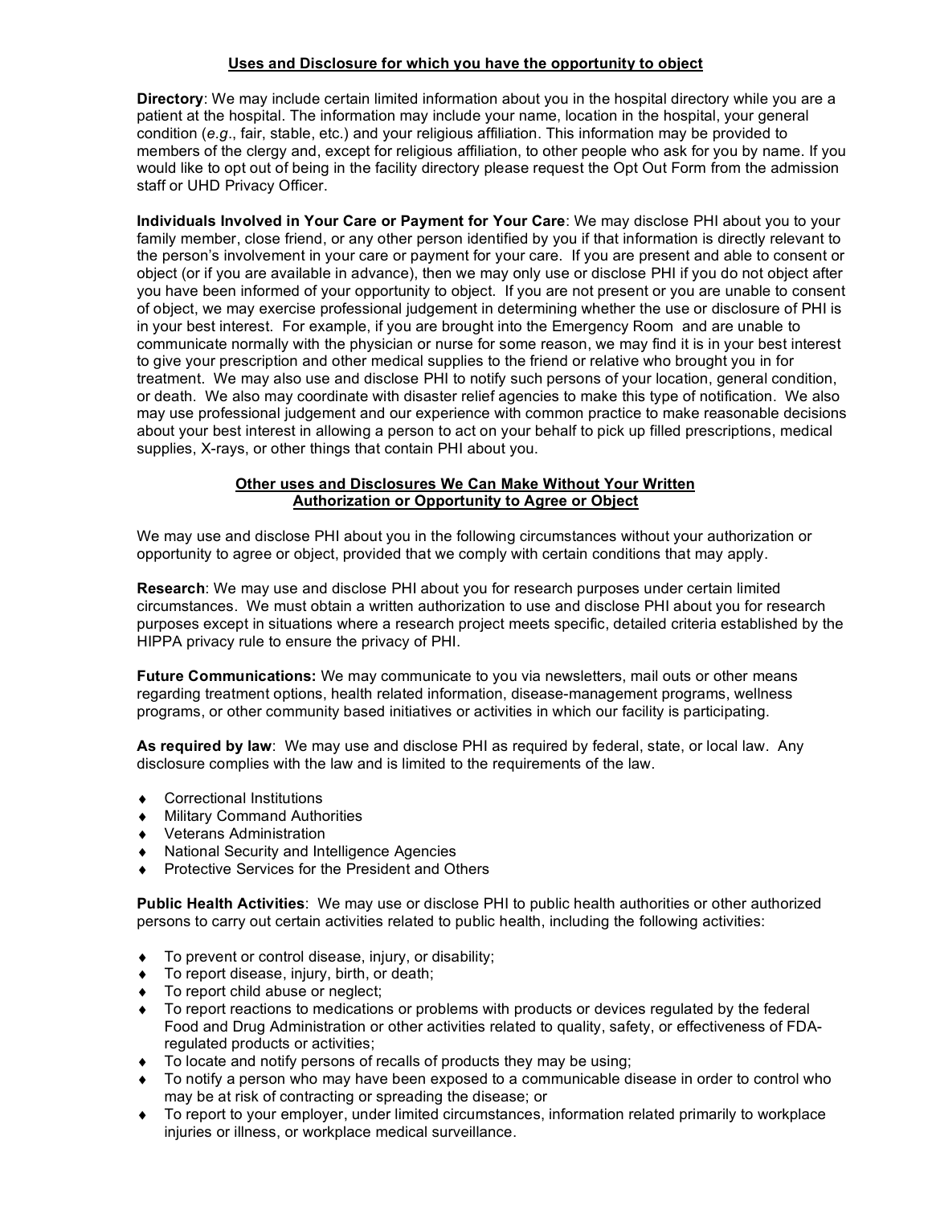## Uses and Disclosure for which you have the opportunity to object

**Directory**: We may include certain limited information about you in the hospital directory while you are a patient at the hospital. The information may include your name, location in the hospital, your general condition (*e.g*., fair, stable, etc.) and your religious affiliation. This information may be provided to members of the clergy and, except for religious affiliation, to other people who ask for you by name. If you would like to opt out of being in the facility directory please request the Opt Out Form from the admission staff or UHD Privacy Officer.

**Individuals Involved in Your Care or Payment for Your Care**: We may disclose PHI about you to your family member, close friend, or any other person identified by you if that information is directly relevant to the person's involvement in your care or payment for your care. If you are present and able to consent or object (or if you are available in advance), then we may only use or disclose PHI if you do not object after you have been informed of your opportunity to object. If you are not present or you are unable to consent of object, we may exercise professional judgement in determining whether the use or disclosure of PHI is in your best interest. For example, if you are brought into the Emergency Room and are unable to communicate normally with the physician or nurse for some reason, we may find it is in your best interest to give your prescription and other medical supplies to the friend or relative who brought you in for treatment. We may also use and disclose PHI to notify such persons of your location, general condition, or death. We also may coordinate with disaster relief agencies to make this type of notification. We also may use professional judgement and our experience with common practice to make reasonable decisions about your best interest in allowing a person to act on your behalf to pick up filled prescriptions, medical supplies, X-rays, or other things that contain PHI about you.

## Other uses and Disclosures We Can Make Without Your Written Authorization or Opportunity to Agree or Object

We may use and disclose PHI about you in the following circumstances without your authorization or opportunity to agree or object, provided that we comply with certain conditions that may apply.

**Research**: We may use and disclose PHI about you for research purposes under certain limited circumstances. We must obtain a written authorization to use and disclose PHI about you for research purposes except in situations where a research project meets specific, detailed criteria established by the HIPPA privacy rule to ensure the privacy of PHI.

**Future Communications:** We may communicate to you via newsletters, mail outs or other means regarding treatment options, health related information, disease-management programs, wellness programs, or other community based initiatives or activities in which our facility is participating.

**As required by law**: We may use and disclose PHI as required by federal, state, or local law. Any disclosure complies with the law and is limited to the requirements of the law.

- Correctional Institutions
- Military Command Authorities
- Veterans Administration
- National Security and Intelligence Agencies
- Protective Services for the President and Others

**Public Health Activities**: We may use or disclose PHI to public health authorities or other authorized persons to carry out certain activities related to public health, including the following activities:

- To prevent or control disease, injury, or disability;
- To report disease, injury, birth, or death;
- To report child abuse or neglect;
- To report reactions to medications or problems with products or devices regulated by the federal Food and Drug Administration or other activities related to quality, safety, or effectiveness of FDA-regulated products or activities;
- To locate and notify persons of recalls of products they may be using;
- To notify a person who may have been exposed to a communicable disease in order to control who may be at risk of contracting or spreading the disease; or
- To report to your employer, under limited circumstances, information related primarily to workplace injuries or illness, or workplace medical surveillance.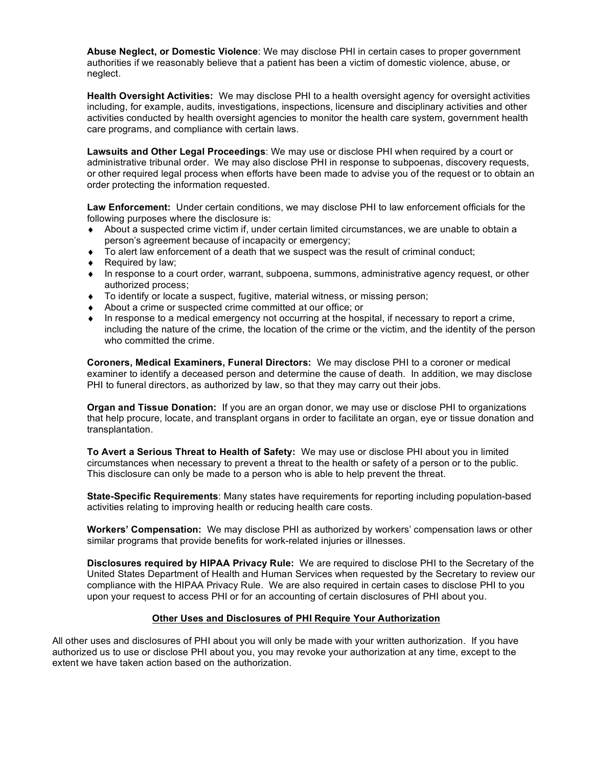**Abuse Neglect, or Domestic Violence**: We may disclose PHI in certain cases to proper government authorities if we reasonably believe that a patient has been a victim of domestic violence, abuse, or neglect.

**Health Oversight Activities:** We may disclose PHI to a health oversight agency for oversight activities including, for example, audits, investigations, inspections, licensure and disciplinary activities and other activities conducted by health oversight agencies to monitor the health care system, government health care programs, and compliance with certain laws.

**Lawsuits and Other Legal Proceedings**: We may use or disclose PHI when required by a court or administrative tribunal order. We may also disclose PHI in response to subpoenas, discovery requests, or other required legal process when efforts have been made to advise you of the request or to obtain an order protecting the information requested.

**Law Enforcement:** Under certain conditions, we may disclose PHI to law enforcement officials for the following purposes where the disclosure is:

- About a suspected crime victim if, under certain limited circumstances, we are unable to obtain a person's agreement because of incapacity or emergency;
- To alert law enforcement of a death that we suspect was the result of criminal conduct;
- Required by law;
- In response to a court order, warrant, subpoena, summons, administrative agency request, or other authorized process;
- To identify or locate a suspect, fugitive, material witness, or missing person;
- About a crime or suspected crime committed at our office; or
- In response to a medical emergency not occurring at the hospital, if necessary to report a crime, including the nature of the crime, the location of the crime or the victim, and the identity of the person who committed the crime.

**Coroners, Medical Examiners, Funeral Directors:** We may disclose PHI to a coroner or medical examiner to identify a deceased person and determine the cause of death. In addition, we may disclose PHI to funeral directors, as authorized by law, so that they may carry out their jobs.

**Organ and Tissue Donation:** If you are an organ donor, we may use or disclose PHI to organizations that help procure, locate, and transplant organs in order to facilitate an organ, eye or tissue donation and transplantation.

**To Avert a Serious Threat to Health of Safety:** We may use or disclose PHI about you in limited circumstances when necessary to prevent a threat to the health or safety of a person or to the public. This disclosure can only be made to a person who is able to help prevent the threat.

**State-Specific Requirements**: Many states have requirements for reporting including population-based activities relating to improving health or reducing health care costs.

**Workers' Compensation:** We may disclose PHI as authorized by workers' compensation laws or other similar programs that provide benefits for work-related injuries or illnesses.

**Disclosures required by HIPAA Privacy Rule:** We are required to disclose PHI to the Secretary of the United States Department of Health and Human Services when requested by the Secretary to review our compliance with the HIPAA Privacy Rule. We are also required in certain cases to disclose PHI to you upon your request to access PHI or for an accounting of certain disclosures of PHI about you.

## Other Uses and Disclosures of PHI Require Your Authorization

All other uses and disclosures of PHI about you will only be made with your written authorization. If you have authorized us to use or disclose PHI about you, you may revoke your authorization at any time, except to the extent we have taken action based on the authorization.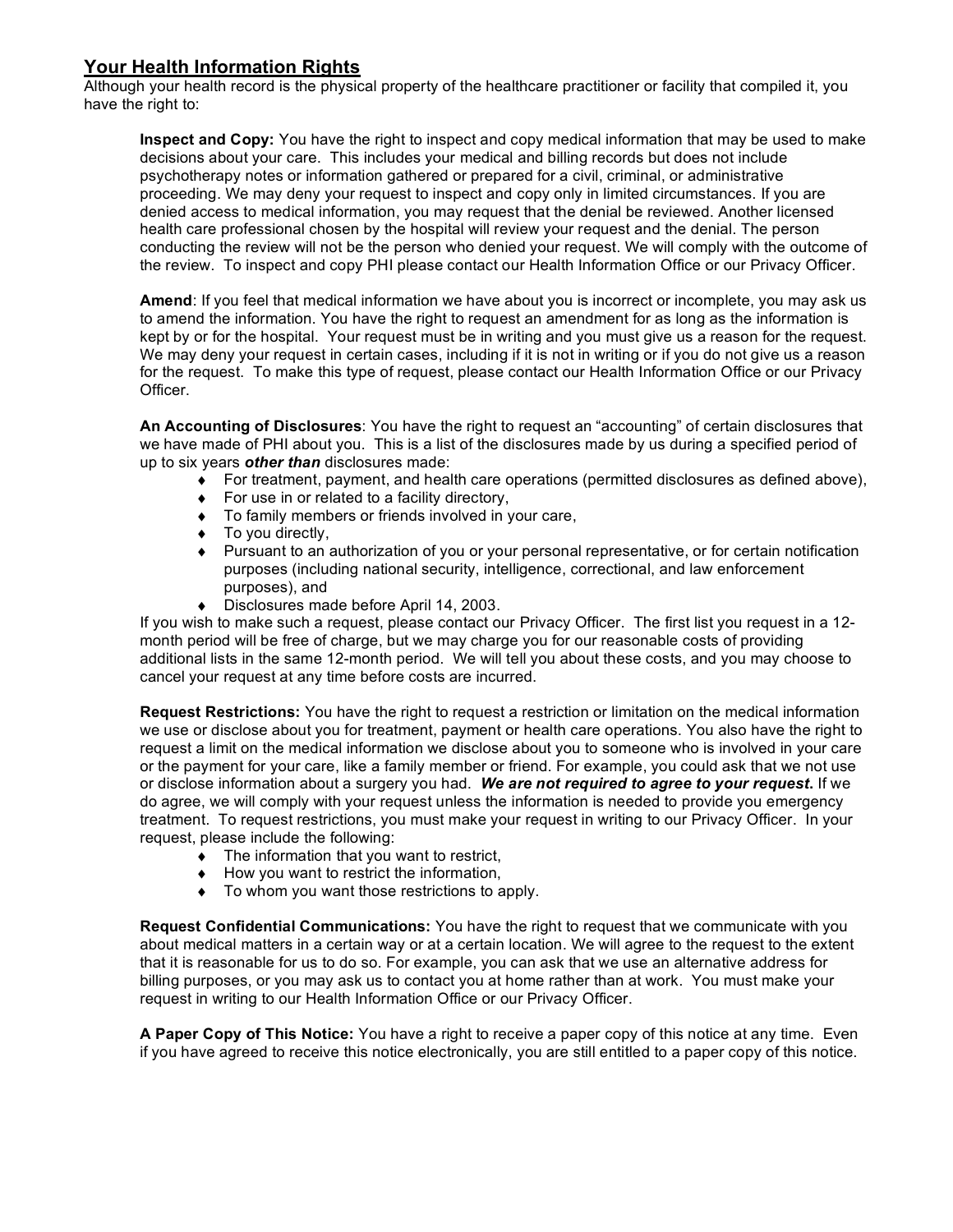## Your Health Information Rights

Although your health record is the physical property of the healthcare practitioner or facility that compiled it, you have the right to:

**Inspect and Copy:** You have the right to inspect and copy medical information that may be used to make decisions about your care. This includes your medical and billing records but does not include psychotherapy notes or information gathered or prepared for a civil, criminal, or administrative proceeding. We may deny your request to inspect and copy only in limited circumstances. If you are denied access to medical information, you may request that the denial be reviewed. Another licensed health care professional chosen by the hospital will review your request and the denial. The person conducting the review will not be the person who denied your request. We will comply with the outcome of the review. To inspect and copy PHI please contact our Health Information Office or our Privacy Officer.

**Amend**: If you feel that medical information we have about you is incorrect or incomplete, you may ask us to amend the information. You have the right to request an amendment for as long as the information is kept by or for the hospital. Your request must be in writing and you must give us a reason for the request. We may deny your request in certain cases, including if it is not in writing or if you do not give us a reason for the request. To make this type of request, please contact our Health Information Office or our Privacy Officer.

**An Accounting of Disclosures**: You have the right to request an "accounting" of certain disclosures that we have made of PHI about you. This is a list of the disclosures made by us during a specified period of up to six years ***other than*** disclosures made:

- For treatment, payment, and health care operations (permitted disclosures as defined above),
- For use in or related to a facility directory,
- To family members or friends involved in your care,
- To you directly,
- Pursuant to an authorization of you or your personal representative, or for certain notification purposes (including national security, intelligence, correctional, and law enforcement purposes), and
- Disclosures made before April 14, 2003.

If you wish to make such a request, please contact our Privacy Officer. The first list you request in a 12-month period will be free of charge, but we may charge you for our reasonable costs of providing additional lists in the same 12-month period. We will tell you about these costs, and you may choose to cancel your request at any time before costs are incurred.

**Request Restrictions:** You have the right to request a restriction or limitation on the medical information we use or disclose about you for treatment, payment or health care operations. You also have the right to request a limit on the medical information we disclose about you to someone who is involved in your care or the payment for your care, like a family member or friend. For example, you could ask that we not use or disclose information about a surgery you had. ***We are not required to agree to your request***. If we do agree, we will comply with your request unless the information is needed to provide you emergency treatment. To request restrictions, you must make your request in writing to our Privacy Officer. In your request, please include the following:

- The information that you want to restrict,
- How you want to restrict the information,
- To whom you want those restrictions to apply.

**Request Confidential Communications:** You have the right to request that we communicate with you about medical matters in a certain way or at a certain location. We will agree to the request to the extent that it is reasonable for us to do so. For example, you can ask that we use an alternative address for billing purposes, or you may ask us to contact you at home rather than at work. You must make your request in writing to our Health Information Office or our Privacy Officer.

**A Paper Copy of This Notice:** You have a right to receive a paper copy of this notice at any time. Even if you have agreed to receive this notice electronically, you are still entitled to a paper copy of this notice.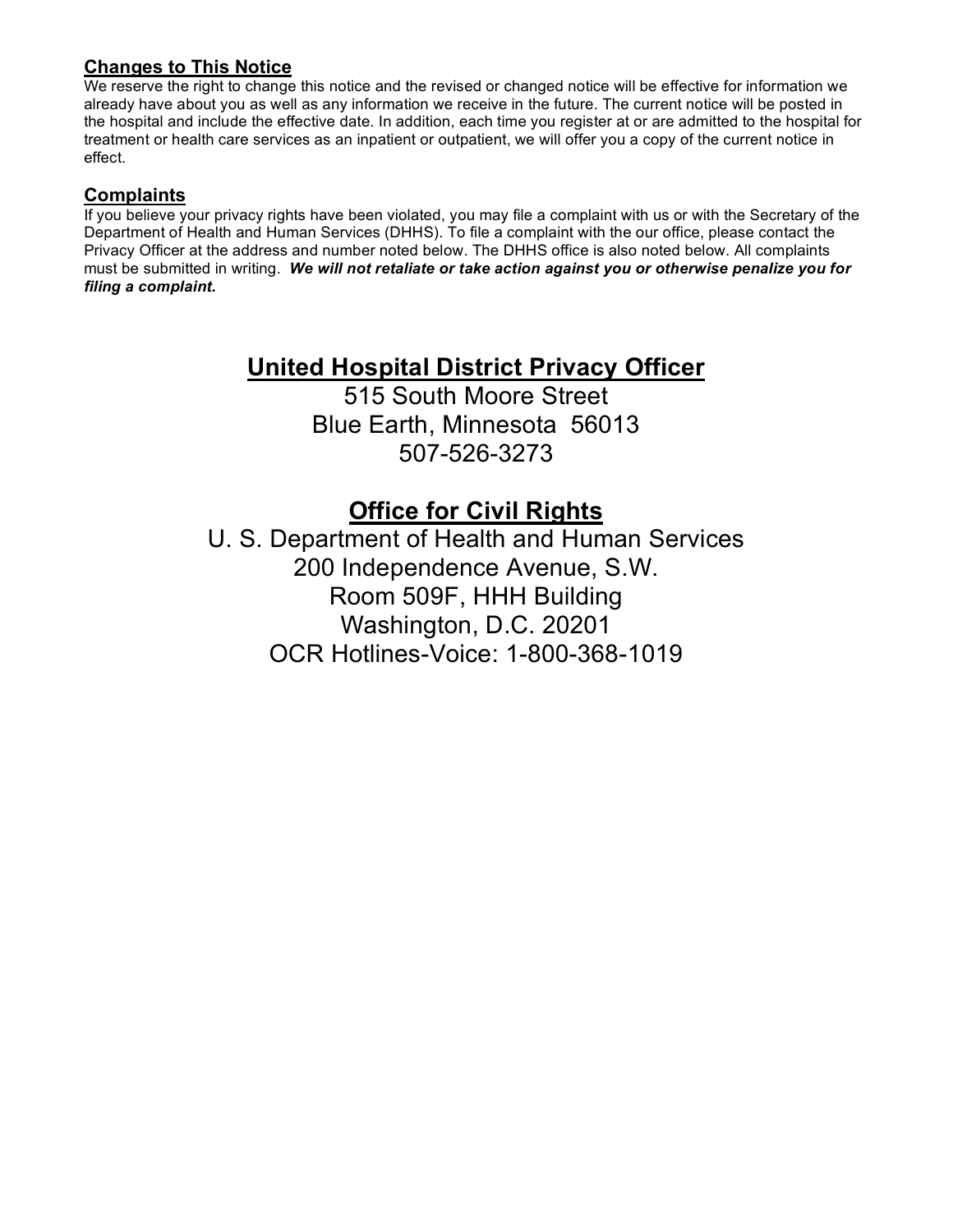### Changes to This Notice

We reserve the right to change this notice and the revised or changed notice will be effective for information we already have about you as well as any information we receive in the future. The current notice will be posted in the hospital and include the effective date. In addition, each time you register at or are admitted to the hospital for treatment or health care services as an inpatient or outpatient, we will offer you a copy of the current notice in effect.

### Complaints

If you believe your privacy rights have been violated, you may file a complaint with us or with the Secretary of the Department of Health and Human Services (DHHS). To file a complaint with the our office, please contact the Privacy Officer at the address and number noted below. The DHHS office is also noted below. All complaints must be submitted in writing. ***We will not retaliate or take action against you or otherwise penalize you for filing a complaint.***

## United Hospital District Privacy Officer

515 South Moore Street
Blue Earth, Minnesota 56013
507-526-3273

## Office for Civil Rights

U. S. Department of Health and Human Services
200 Independence Avenue, S.W.
Room 509F, HHH Building
Washington, D.C. 20201
OCR Hotlines-Voice: 1-800-368-1019